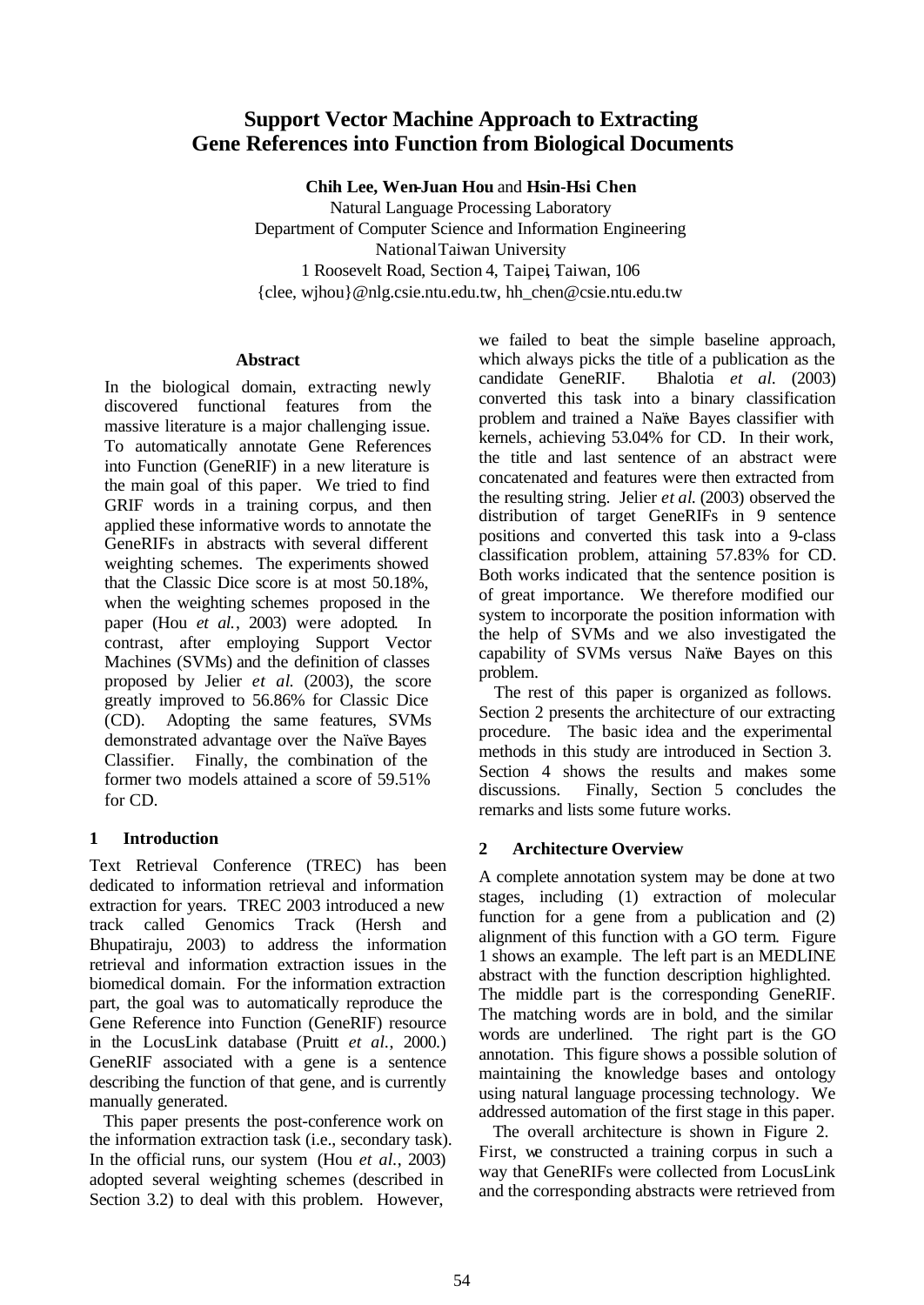# Support Vector Machine Approach to Extracting Gene References into Function from Biological Documents

**Chih Lee, Wen-Juan Hou** and **Hsin-Hsi Chen**

Natural Language Processing Laboratory
Department of Computer Science and Information Engineering
National Taiwan University
1 Roosevelt Road, Section 4, Taipei, Taiwan, 106
{clee, wjhou}@nlg.csie.ntu.edu.tw, hh_chen@csie.ntu.edu.tw

### Abstract

In the biological domain, extracting newly discovered functional features from the massive literature is a major challenging issue. To automatically annotate Gene References into Function (GeneRIF) in a new literature is the main goal of this paper. We tried to find GRIF words in a training corpus, and then applied these informative words to annotate the GeneRIFs in abstracts with several different weighting schemes. The experiments showed that the Classic Dice score is at most 50.18%, when the weighting schemes proposed in the paper (Hou *et al.*, 2003) were adopted. In contrast, after employing Support Vector Machines (SVMs) and the definition of classes proposed by Jelier *et al.* (2003), the score greatly improved to 56.86% for Classic Dice (CD). Adopting the same features, SVMs demonstrated advantage over the Naïve Bayes Classifier. Finally, the combination of the former two models attained a score of 59.51% for CD.

## 1 Introduction

Text Retrieval Conference (TREC) has been dedicated to information retrieval and information extraction for years. TREC 2003 introduced a new track called Genomics Track (Hersh and Bhupatiraju, 2003) to address the information retrieval and information extraction issues in the biomedical domain. For the information extraction part, the goal was to automatically reproduce the Gene Reference into Function (GeneRIF) resource in the LocusLink database (Pruitt *et al.*, 2000.) GeneRIF associated with a gene is a sentence describing the function of that gene, and is currently manually generated.

This paper presents the post-conference work on the information extraction task (i.e., secondary task). In the official runs, our system (Hou *et al.*, 2003) adopted several weighting schemes (described in Section 3.2) to deal with this problem. However, we failed to beat the simple baseline approach, which always picks the title of a publication as the candidate GeneRIF. Bhalotia *et al.* (2003) converted this task into a binary classification problem and trained a Naïve Bayes classifier with kernels, achieving 53.04% for CD. In their work, the title and last sentence of an abstract were concatenated and features were then extracted from the resulting string. Jelier *et al.* (2003) observed the distribution of target GeneRIFs in 9 sentence positions and converted this task into a 9-class classification problem, attaining 57.83% for CD. Both works indicated that the sentence position is of great importance. We therefore modified our system to incorporate the position information with the help of SVMs and we also investigated the capability of SVMs versus Naïve Bayes on this problem.

The rest of this paper is organized as follows. Section 2 presents the architecture of our extracting procedure. The basic idea and the experimental methods in this study are introduced in Section 3. Section 4 shows the results and makes some discussions. Finally, Section 5 concludes the remarks and lists some future works.

## 2 Architecture Overview

A complete annotation system may be done at two stages, including (1) extraction of molecular function for a gene from a publication and (2) alignment of this function with a GO term. Figure 1 shows an example. The left part is an MEDLINE abstract with the function description highlighted. The middle part is the corresponding GeneRIF. The matching words are in bold, and the similar words are underlined. The right part is the GO annotation. This figure shows a possible solution of maintaining the knowledge bases and ontology using natural language processing technology. We addressed automation of the first stage in this paper.

The overall architecture is shown in Figure 2. First, we constructed a training corpus in such a way that GeneRIFs were collected from LocusLink and the corresponding abstracts were retrieved from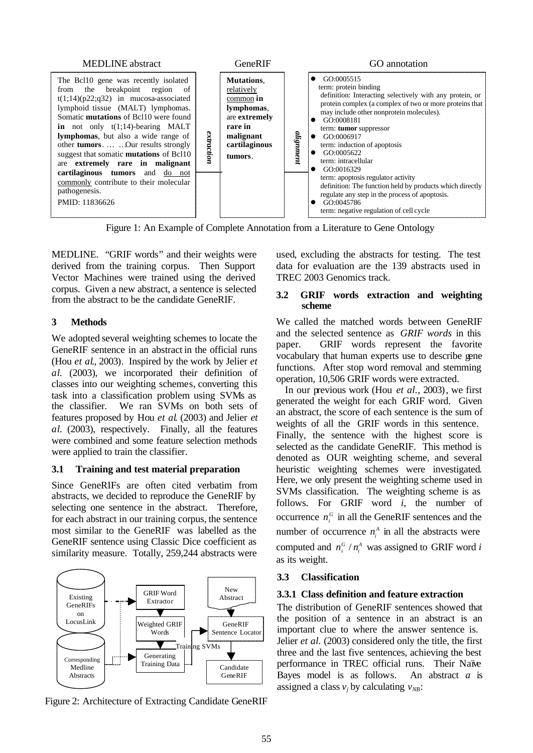MEDLINE abstract | GeneRIF | GO annotation

The Bcl10 gene was recently isolated from the breakpoint region of t(1;14)(p22;q32) in mucosa-associated lymphoid tissue (MALT) lymphomas. Somatic **mutations** of Bcl10 were found **in** not only t(1;14)-bearing MALT **lymphomas**, but also a wide range of other **tumors**. … …Our results strongly suggest that somatic **mutations** of Bcl10 are **extremely rare in malignant cartilaginous tumors** and do not commonly contribute to their molecular pathogenesis.
PMID: 11836626

*extraction*

**Mutations**, relatively common **in lymphomas**, are **extremely rare in malignant cartilaginous tumors**.

*alignment*

- GO:0005515
  term: protein binding
  definition: Interacting selectively with any protein, or protein complex (a complex of two or more proteins that may include other nonprotein molecules).
- GO:0008181
  term: **tumor** suppressor
- GO:0006917
  term: induction of apoptosis
- GO:0005622
  term: intracellular
- GO:0016329
  term: apoptosis regulator activity
  definition: The function held by products which directly regulate any step in the process of apoptosis.
- GO:0045786
  term: negative regulation of cell cycle

Figure 1: An Example of Complete Annotation from a Literature to Gene Ontology

MEDLINE. "GRIF words" and their weights were derived from the training corpus. Then Support Vector Machines were trained using the derived corpus. Given a new abstract, a sentence is selected from the abstract to be the candidate GeneRIF.

## 3 Methods

We adopted several weighting schemes to locate the GeneRIF sentence in an abstract in the official runs (Hou *et al.*, 2003). Inspired by the work by Jelier *et al.* (2003), we incorporated their definition of classes into our weighting schemes, converting this task into a classification problem using SVMs as the classifier. We ran SVMs on both sets of features proposed by Hou *et al.* (2003) and Jelier *et al.* (2003), respectively. Finally, all the features were combined and some feature selection methods were applied to train the classifier.

### 3.1 Training and test material preparation

Since GeneRIFs are often cited verbatim from abstracts, we decided to reproduce the GeneRIF by selecting one sentence in the abstract. Therefore, for each abstract in our training corpus, the sentence most similar to the GeneRIF was labelled as the GeneRIF sentence using Classic Dice coefficient as similarity measure. Totally, 259,244 abstracts were used, excluding the abstracts for testing. The test data for evaluation are the 139 abstracts used in TREC 2003 Genomics track.

Existing GeneRIFs on LocusLink | Corresponding Medline Abstracts | GRIF Word Extractor | Weighted GRIF Words | Generating Training Data | Training SVMs | New Abstract | GeneRIF Sentence Locator | Candidate GeneRIF

Figure 2: Architecture of Extracting Candidate GeneRIF

### 3.2 GRIF words extraction and weighting scheme

We called the matched words between GeneRIF and the selected sentence as *GRIF words* in this paper. GRIF words represent the favorite vocabulary that human experts use to describe gene functions. After stop word removal and stemming operation, 10,506 GRIF words were extracted.

In our previous work (Hou *et al.*, 2003), we first generated the weight for each GRIF word. Given an abstract, the score of each sentence is the sum of weights of all the GRIF words in this sentence. Finally, the sentence with the highest score is selected as the candidate GeneRIF. This method is denoted as OUR weighting scheme, and several heuristic weighting schemes were investigated. Here, we only present the weighting scheme used in SVMs classification. The weighting scheme is as follows. For GRIF word $i$, the number of occurrence $n_i^G$ in all the GeneRIF sentences and the number of occurrence $n_i^A$ in all the abstracts were computed and $n_i^G / n_i^A$ was assigned to GRIF word $i$ as its weight.

### 3.3 Classification

#### 3.3.1 Class definition and feature extraction

The distribution of GeneRIF sentences showed that the position of a sentence in an abstract is an important clue to where the answer sentence is. Jelier *et al.* (2003) considered only the title, the first three and the last five sentences, achieving the best performance in TREC official runs. Their Naïve Bayes model is as follows. An abstract $a$ is assigned a class $v_j$ by calculating $v_{NB}$: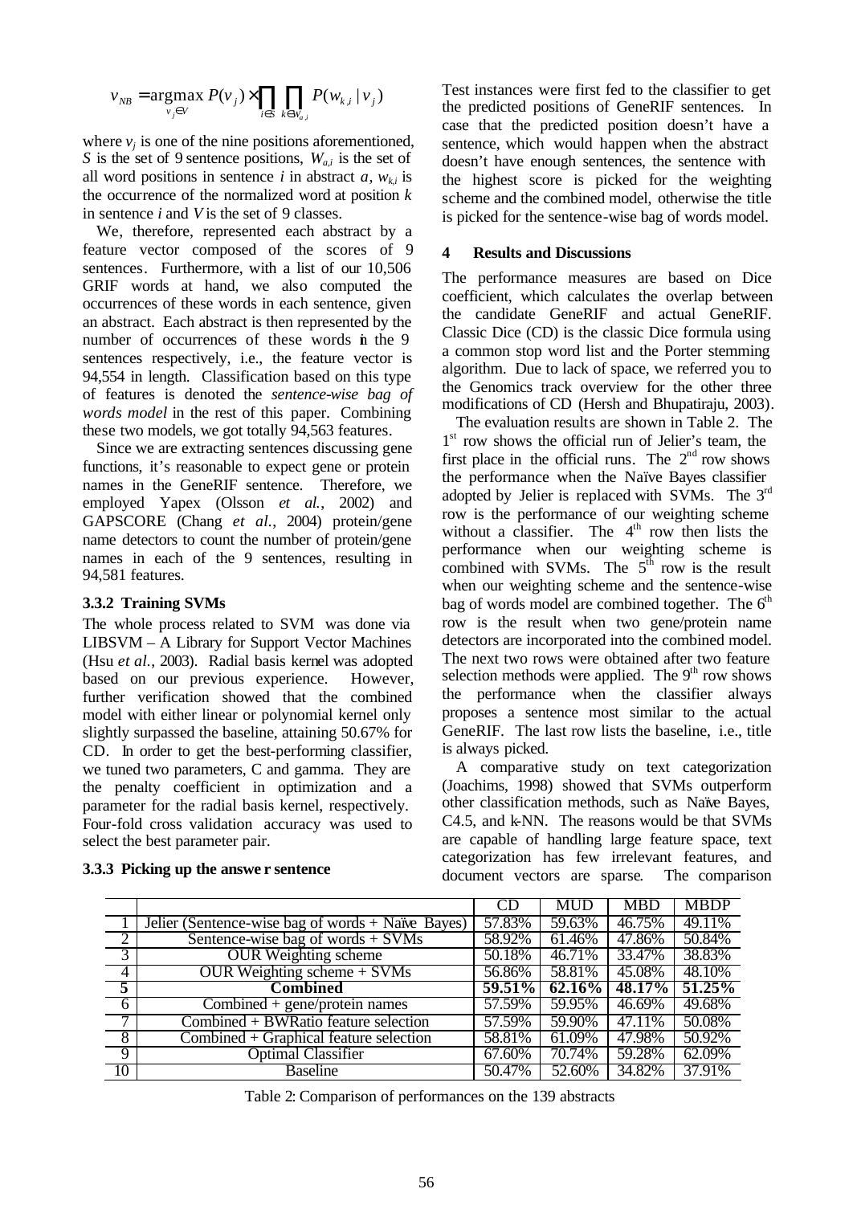$$v_{NB} = \underset{v_j \in V}{\operatorname{argmax}} P(v_j) \times \prod_{i \in S} \prod_{k \in W_{a,i}} P(w_{k,i} \mid v_j)$$

where $v_j$ is one of the nine positions aforementioned, $S$ is the set of 9 sentence positions, $W_{a,i}$ is the set of all word positions in sentence $i$ in abstract $a$, $w_{k,i}$ is the occurrence of the normalized word at position $k$ in sentence $i$ and $V$ is the set of 9 classes.

We, therefore, represented each abstract by a feature vector composed of the scores of 9 sentences. Furthermore, with a list of our 10,506 GRIF words at hand, we also computed the occurrences of these words in each sentence, given an abstract. Each abstract is then represented by the number of occurrences of these words in the 9 sentences respectively, i.e., the feature vector is 94,554 in length. Classification based on this type of features is denoted the *sentence-wise bag of words model* in the rest of this paper. Combining these two models, we got totally 94,563 features.

Since we are extracting sentences discussing gene functions, it's reasonable to expect gene or protein names in the GeneRIF sentence. Therefore, we employed Yapex (Olsson *et al.*, 2002) and GAPSCORE (Chang *et al.*, 2004) protein/gene name detectors to count the number of protein/gene names in each of the 9 sentences, resulting in 94,581 features.

### 3.3.2 Training SVMs

The whole process related to SVM was done via LIBSVM – A Library for Support Vector Machines (Hsu *et al.*, 2003). Radial basis kernel was adopted based on our previous experience. However, further verification showed that the combined model with either linear or polynomial kernel only slightly surpassed the baseline, attaining 50.67% for CD. In order to get the best-performing classifier, we tuned two parameters, C and gamma. They are the penalty coefficient in optimization and a parameter for the radial basis kernel, respectively. Four-fold cross validation accuracy was used to select the best parameter pair.

### 3.3.3 Picking up the answer sentence

Test instances were first fed to the classifier to get the predicted positions of GeneRIF sentences. In case that the predicted position doesn't have a sentence, which would happen when the abstract doesn't have enough sentences, the sentence with the highest score is picked for the weighting scheme and the combined model, otherwise the title is picked for the sentence-wise bag of words model.

## 4 Results and Discussions

The performance measures are based on Dice coefficient, which calculates the overlap between the candidate GeneRIF and actual GeneRIF. Classic Dice (CD) is the classic Dice formula using a common stop word list and the Porter stemming algorithm. Due to lack of space, we referred you to the Genomics track overview for the other three modifications of CD (Hersh and Bhupatiraju, 2003).

The evaluation results are shown in Table 2. The 1st row shows the official run of Jelier's team, the first place in the official runs. The 2nd row shows the performance when the Naïve Bayes classifier adopted by Jelier is replaced with SVMs. The 3rd row is the performance of our weighting scheme without a classifier. The 4th row then lists the performance when our weighting scheme is combined with SVMs. The 5th row is the result when our weighting scheme and the sentence-wise bag of words model are combined together. The 6th row is the result when two gene/protein name detectors are incorporated into the combined model. The next two rows were obtained after two feature selection methods were applied. The 9th row shows the performance when the classifier always proposes a sentence most similar to the actual GeneRIF. The last row lists the baseline, i.e., title is always picked.

A comparative study on text categorization (Joachims, 1998) showed that SVMs outperform other classification methods, such as Naïve Bayes, C4.5, and k-NN. The reasons would be that SVMs are capable of handling large feature space, text categorization has few irrelevant features, and document vectors are sparse. The comparison

| | | CD | MUD | MBD | MBDP |
|---|---|---|---|---|---|
| 1 | Jelier (Sentence-wise bag of words + Naïve Bayes) | 57.83% | 59.63% | 46.75% | 49.11% |
| 2 | Sentence-wise bag of words + SVMs | 58.92% | 61.46% | 47.86% | 50.84% |
| 3 | OUR Weighting scheme | 50.18% | 46.71% | 33.47% | 38.83% |
| 4 | OUR Weighting scheme + SVMs | 56.86% | 58.81% | 45.08% | 48.10% |
| **5** | **Combined** | **59.51%** | **62.16%** | **48.17%** | **51.25%** |
| 6 | Combined + gene/protein names | 57.59% | 59.95% | 46.69% | 49.68% |
| 7 | Combined + BWRatio feature selection | 57.59% | 59.90% | 47.11% | 50.08% |
| 8 | Combined + Graphical feature selection | 58.81% | 61.09% | 47.98% | 50.92% |
| 9 | Optimal Classifier | 67.60% | 70.74% | 59.28% | 62.09% |
| 10 | Baseline | 50.47% | 52.60% | 34.82% | 37.91% |

Table 2: Comparison of performances on the 139 abstracts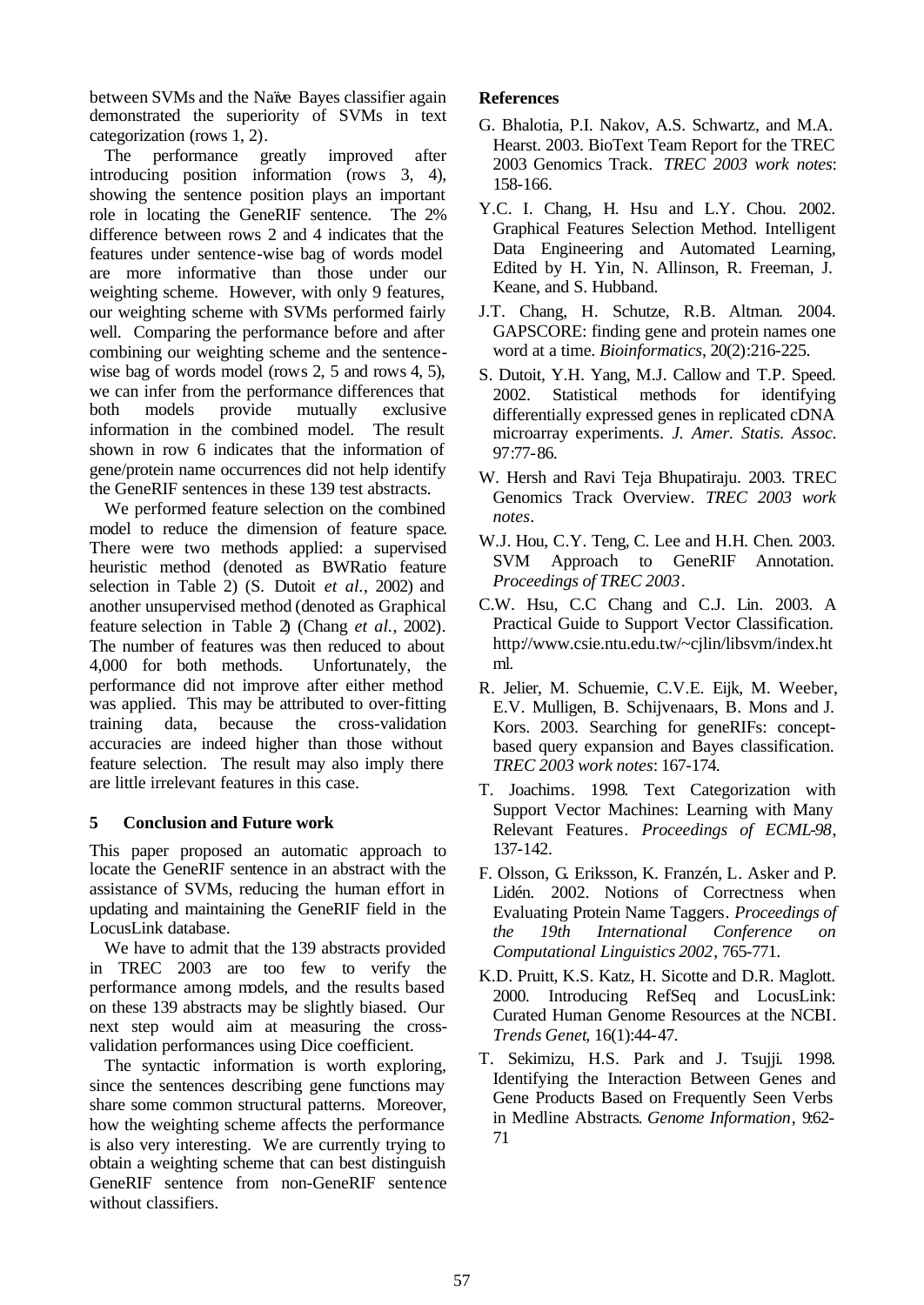between SVMs and the Naïve Bayes classifier again demonstrated the superiority of SVMs in text categorization (rows 1, 2).

The performance greatly improved after introducing position information (rows 3, 4), showing the sentence position plays an important role in locating the GeneRIF sentence. The 2% difference between rows 2 and 4 indicates that the features under sentence-wise bag of words model are more informative than those under our weighting scheme. However, with only 9 features, our weighting scheme with SVMs performed fairly well. Comparing the performance before and after combining our weighting scheme and the sentence-wise bag of words model (rows 2, 5 and rows 4, 5), we can infer from the performance differences that both models provide mutually exclusive information in the combined model. The result shown in row 6 indicates that the information of gene/protein name occurrences did not help identify the GeneRIF sentences in these 139 test abstracts.

We performed feature selection on the combined model to reduce the dimension of feature space. There were two methods applied: a supervised heuristic method (denoted as BWRatio feature selection in Table 2) (S. Dutoit *et al.*, 2002) and another unsupervised method (denoted as Graphical feature selection in Table 2) (Chang *et al.*, 2002). The number of features was then reduced to about 4,000 for both methods. Unfortunately, the performance did not improve after either method was applied. This may be attributed to over-fitting training data, because the cross-validation accuracies are indeed higher than those without feature selection. The result may also imply there are little irrelevant features in this case.

## 5 Conclusion and Future work

This paper proposed an automatic approach to locate the GeneRIF sentence in an abstract with the assistance of SVMs, reducing the human effort in updating and maintaining the GeneRIF field in the LocusLink database.

We have to admit that the 139 abstracts provided in TREC 2003 are too few to verify the performance among models, and the results based on these 139 abstracts may be slightly biased. Our next step would aim at measuring the cross-validation performances using Dice coefficient.

The syntactic information is worth exploring, since the sentences describing gene functions may share some common structural patterns. Moreover, how the weighting scheme affects the performance is also very interesting. We are currently trying to obtain a weighting scheme that can best distinguish GeneRIF sentence from non-GeneRIF sentence without classifiers.

## References

G. Bhalotia, P.I. Nakov, A.S. Schwartz, and M.A. Hearst. 2003. BioText Team Report for the TREC 2003 Genomics Track. *TREC 2003 work notes*: 158-166.

Y.C. I. Chang, H. Hsu and L.Y. Chou. 2002. Graphical Features Selection Method. Intelligent Data Engineering and Automated Learning, Edited by H. Yin, N. Allinson, R. Freeman, J. Keane, and S. Hubband.

J.T. Chang, H. Schutze, R.B. Altman. 2004. GAPSCORE: finding gene and protein names one word at a time. *Bioinformatics*, 20(2):216-225.

S. Dutoit, Y.H. Yang, M.J. Callow and T.P. Speed. 2002. Statistical methods for identifying differentially expressed genes in replicated cDNA microarray experiments. *J. Amer. Statis. Assoc.* 97:77-86.

W. Hersh and Ravi Teja Bhupatiraju. 2003. TREC Genomics Track Overview. *TREC 2003 work notes*.

W.J. Hou, C.Y. Teng, C. Lee and H.H. Chen. 2003. SVM Approach to GeneRIF Annotation. *Proceedings of TREC 2003*.

C.W. Hsu, C.C Chang and C.J. Lin. 2003. A Practical Guide to Support Vector Classification. http://www.csie.ntu.edu.tw/~cjlin/libsvm/index.html.

R. Jelier, M. Schuemie, C.V.E. Eijk, M. Weeber, E.V. Mulligen, B. Schijvenaars, B. Mons and J. Kors. 2003. Searching for geneRIFs: concept-based query expansion and Bayes classification. *TREC 2003 work notes*: 167-174.

T. Joachims. 1998. Text Categorization with Support Vector Machines: Learning with Many Relevant Features. *Proceedings of ECML-98*, 137-142.

F. Olsson, G. Eriksson, K. Franzén, L. Asker and P. Lidén. 2002. Notions of Correctness when Evaluating Protein Name Taggers. *Proceedings of the 19th International Conference on Computational Linguistics 2002*, 765-771.

K.D. Pruitt, K.S. Katz, H. Sicotte and D.R. Maglott. 2000. Introducing RefSeq and LocusLink: Curated Human Genome Resources at the NCBI. *Trends Genet*, 16(1):44-47.

T. Sekimizu, H.S. Park and J. Tsujji. 1998. Identifying the Interaction Between Genes and Gene Products Based on Frequently Seen Verbs in Medline Abstracts. *Genome Information*, 9:62-71